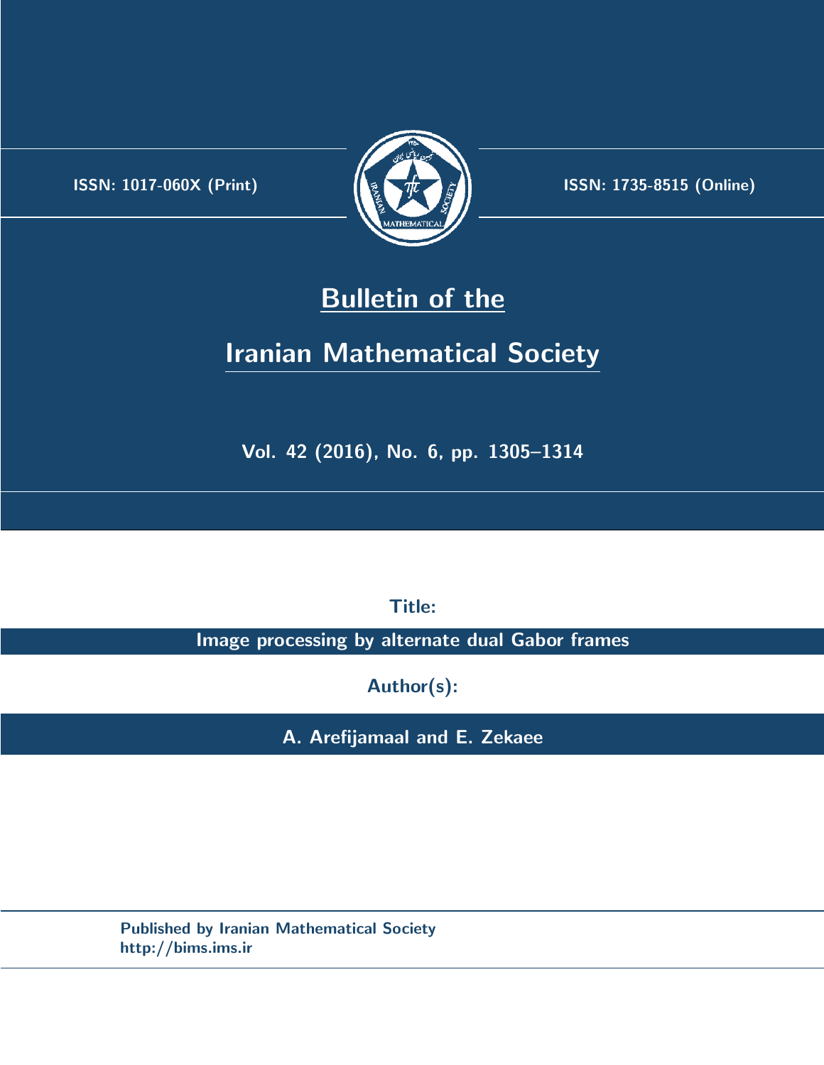ISSN: 1017-060X (Print)

ISSN: 1735-8515 (Online)

# Bulletin of the Iranian Mathematical Society

Vol. 42 (2016), No. 6, pp. 1305–1314

**Title:**

**Image processing by alternate dual Gabor frames**

**Author(s):**

**A. Arefijamaal and E. Zekaee**

Published by Iranian Mathematical Society
http://bims.ims.ir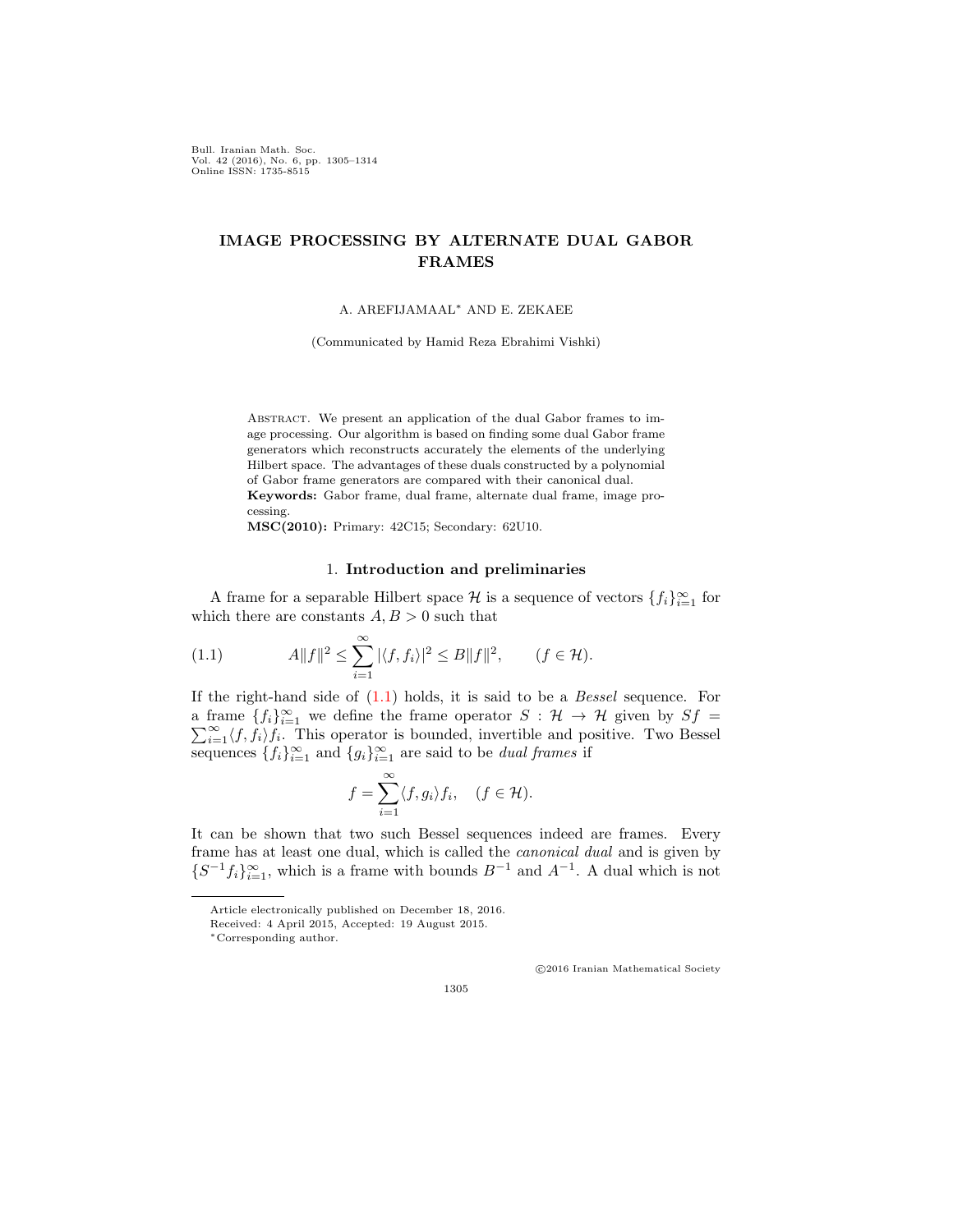# IMAGE PROCESSING BY ALTERNATE DUAL GABOR FRAMES

A. AREFIJAMAAL* AND E. ZEKAEE

(Communicated by Hamid Reza Ebrahimi Vishki)

Abstract. We present an application of the dual Gabor frames to image processing. Our algorithm is based on finding some dual Gabor frame generators which reconstructs accurately the elements of the underlying Hilbert space. The advantages of these duals constructed by a polynomial of Gabor frame generators are compared with their canonical dual.

**Keywords:** Gabor frame, dual frame, alternate dual frame, image processing.

**MSC(2010):** Primary: 42C15; Secondary: 62U10.

## 1. Introduction and preliminaries

A frame for a separable Hilbert space $\mathcal{H}$ is a sequence of vectors $\{f_i\}_{i=1}^{\infty}$ for which there are constants $A, B > 0$ such that

$$A\|f\|^2 \leq \sum_{i=1}^{\infty} |\langle f, f_i \rangle|^2 \leq B\|f\|^2, \qquad (f \in \mathcal{H}). \tag{1.1}$$

If the right-hand side of (1.1) holds, it is said to be a *Bessel* sequence. For a frame $\{f_i\}_{i=1}^{\infty}$ we define the frame operator $S : \mathcal{H} \to \mathcal{H}$ given by $Sf = \sum_{i=1}^{\infty} \langle f, f_i \rangle f_i$. This operator is bounded, invertible and positive. Two Bessel sequences $\{f_i\}_{i=1}^{\infty}$ and $\{g_i\}_{i=1}^{\infty}$ are said to be *dual frames* if

$$f = \sum_{i=1}^{\infty} \langle f, g_i \rangle f_i, \quad (f \in \mathcal{H}).$$

It can be shown that two such Bessel sequences indeed are frames. Every frame has at least one dual, which is called the *canonical dual* and is given by $\{S^{-1}f_i\}_{i=1}^{\infty}$, which is a frame with bounds $B^{-1}$ and $A^{-1}$. A dual which is not

Article electronically published on December 18, 2016.

Received: 4 April 2015, Accepted: 19 August 2015.

*Corresponding author.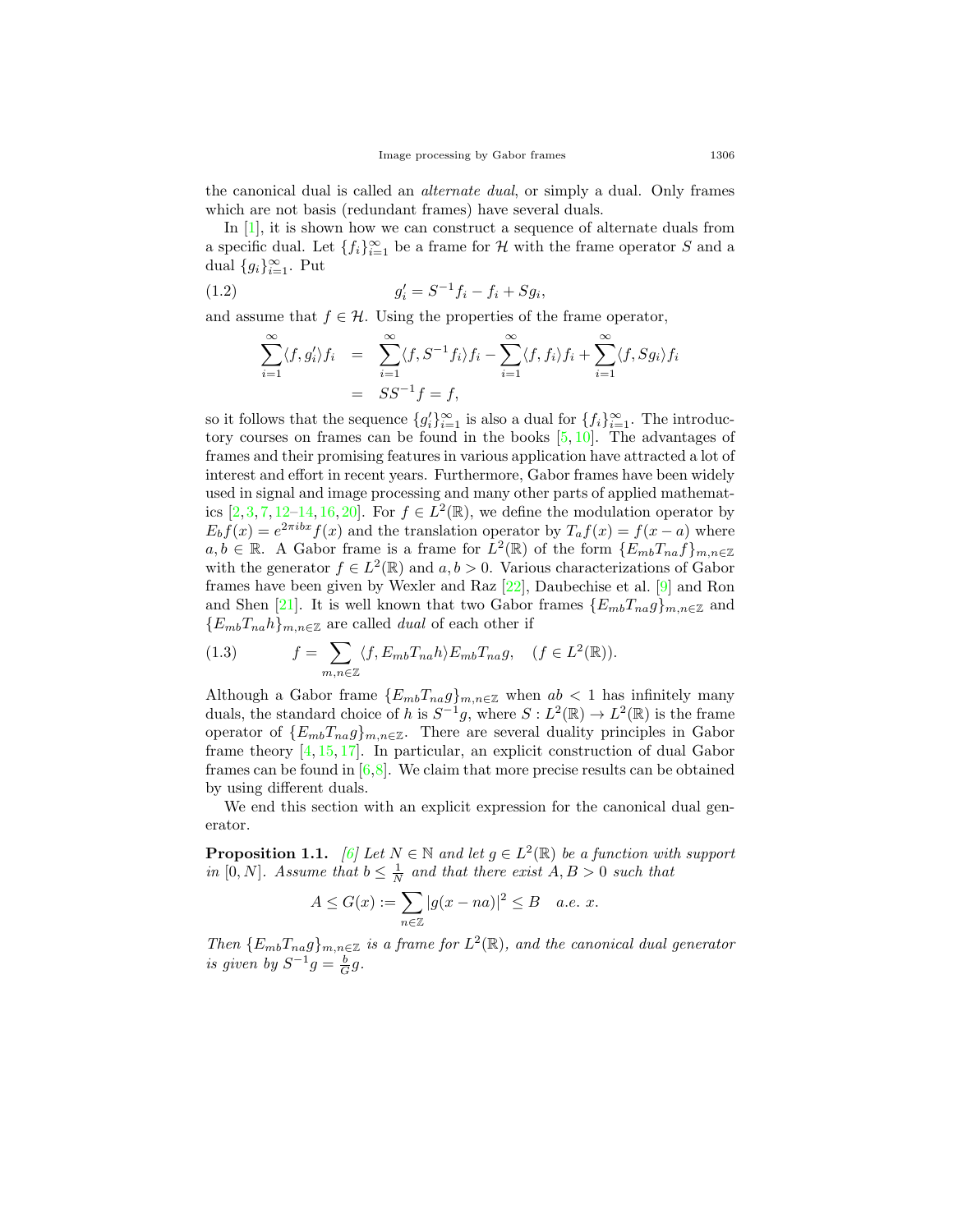the canonical dual is called an *alternate dual*, or simply a dual. Only frames which are not basis (redundant frames) have several duals.

In [1], it is shown how we can construct a sequence of alternate duals from a specific dual. Let $\{f_i\}_{i=1}^{\infty}$ be a frame for $\mathcal{H}$ with the frame operator $S$ and a dual $\{g_i\}_{i=1}^{\infty}$. Put

$$g_i' = S^{-1}f_i - f_i + Sg_i, \tag{1.2}$$

and assume that $f \in \mathcal{H}$. Using the properties of the frame operator,

$$\begin{aligned}\sum_{i=1}^{\infty}\langle f, g_i'\rangle f_i &= \sum_{i=1}^{\infty}\langle f, S^{-1}f_i\rangle f_i - \sum_{i=1}^{\infty}\langle f, f_i\rangle f_i + \sum_{i=1}^{\infty}\langle f, Sg_i\rangle f_i \\ &= SS^{-1}f = f,\end{aligned}$$

so it follows that the sequence $\{g_i'\}_{i=1}^{\infty}$ is also a dual for $\{f_i\}_{i=1}^{\infty}$. The introductory courses on frames can be found in the books [5, 10]. The advantages of frames and their promising features in various application have attracted a lot of interest and effort in recent years. Furthermore, Gabor frames have been widely used in signal and image processing and many other parts of applied mathematics [2, 3, 7, 12–14, 16, 20]. For $f \in L^2(\mathbb{R})$, we define the modulation operator by $E_b f(x) = e^{2\pi ibx}f(x)$ and the translation operator by $T_a f(x) = f(x-a)$ where $a, b \in \mathbb{R}$. A Gabor frame is a frame for $L^2(\mathbb{R})$ of the form $\{E_{mb}T_{na}f\}_{m,n\in\mathbb{Z}}$ with the generator $f \in L^2(\mathbb{R})$ and $a, b > 0$. Various characterizations of Gabor frames have been given by Wexler and Raz [22], Daubechise et al. [9] and Ron and Shen [21]. It is well known that two Gabor frames $\{E_{mb}T_{na}g\}_{m,n\in\mathbb{Z}}$ and $\{E_{mb}T_{na}h\}_{m,n\in\mathbb{Z}}$ are called *dual* of each other if

$$f = \sum_{m,n\in\mathbb{Z}}\langle f, E_{mb}T_{na}h\rangle E_{mb}T_{na}g, \quad (f \in L^2(\mathbb{R})). \tag{1.3}$$

Although a Gabor frame $\{E_{mb}T_{na}g\}_{m,n\in\mathbb{Z}}$ when $ab < 1$ has infinitely many duals, the standard choice of $h$ is $S^{-1}g$, where $S : L^2(\mathbb{R}) \to L^2(\mathbb{R})$ is the frame operator of $\{E_{mb}T_{na}g\}_{m,n\in\mathbb{Z}}$. There are several duality principles in Gabor frame theory [4, 15, 17]. In particular, an explicit construction of dual Gabor frames can be found in [6, 8]. We claim that more precise results can be obtained by using different duals.

We end this section with an explicit expression for the canonical dual generator.

**Proposition 1.1.** *[6] Let $N \in \mathbb{N}$ and let $g \in L^2(\mathbb{R})$ be a function with support in $[0, N)$. Assume that $b \leq \frac{1}{N}$ and that there exist $A, B > 0$ such that*

$$A \leq G(x) := \sum_{n\in\mathbb{Z}}|g(x-na)|^2 \leq B \quad a.e.\ x.$$

*Then $\{E_{mb}T_{na}g\}_{m,n\in\mathbb{Z}}$ is a frame for $L^2(\mathbb{R})$, and the canonical dual generator is given by $S^{-1}g = \frac{b}{G}g$.*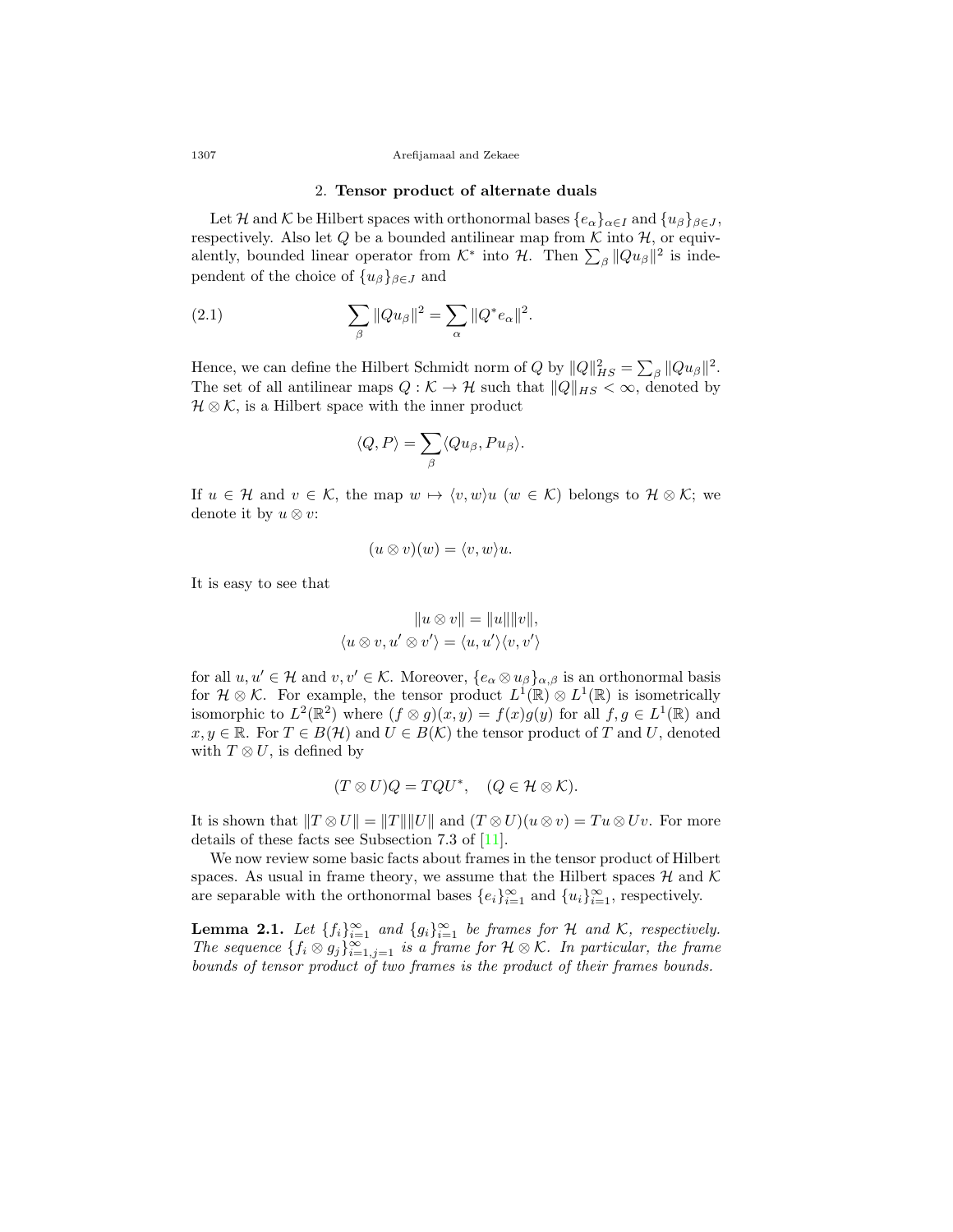## 2. Tensor product of alternate duals

Let $\mathcal{H}$ and $\mathcal{K}$ be Hilbert spaces with orthonormal bases $\{e_\alpha\}_{\alpha\in I}$ and $\{u_\beta\}_{\beta\in J}$, respectively. Also let $Q$ be a bounded antilinear map from $\mathcal{K}$ into $\mathcal{H}$, or equivalently, bounded linear operator from $\mathcal{K}^*$ into $\mathcal{H}$. Then $\sum_\beta \|Qu_\beta\|^2$ is independent of the choice of $\{u_\beta\}_{\beta\in J}$ and

$$\sum_\beta \|Qu_\beta\|^2 = \sum_\alpha \|Q^* e_\alpha\|^2. \tag{2.1}$$

Hence, we can define the Hilbert Schmidt norm of $Q$ by $\|Q\|^2_{HS} = \sum_\beta \|Qu_\beta\|^2$. The set of all antilinear maps $Q : \mathcal{K} \to \mathcal{H}$ such that $\|Q\|_{HS} < \infty$, denoted by $\mathcal{H} \otimes \mathcal{K}$, is a Hilbert space with the inner product

$$\langle Q, P\rangle = \sum_\beta \langle Qu_\beta, Pu_\beta\rangle.$$

If $u \in \mathcal{H}$ and $v \in \mathcal{K}$, the map $w \mapsto \langle v, w\rangle u$ ($w \in \mathcal{K}$) belongs to $\mathcal{H} \otimes \mathcal{K}$; we denote it by $u \otimes v$:

$$(u \otimes v)(w) = \langle v, w\rangle u.$$

It is easy to see that

$$\|u \otimes v\| = \|u\|\|v\|,$$
$$\langle u \otimes v, u' \otimes v'\rangle = \langle u, u'\rangle\langle v, v'\rangle$$

for all $u, u' \in \mathcal{H}$ and $v, v' \in \mathcal{K}$. Moreover, $\{e_\alpha \otimes u_\beta\}_{\alpha,\beta}$ is an orthonormal basis for $\mathcal{H} \otimes \mathcal{K}$. For example, the tensor product $L^1(\mathbb{R}) \otimes L^1(\mathbb{R})$ is isometrically isomorphic to $L^2(\mathbb{R}^2)$ where $(f \otimes g)(x, y) = f(x)g(y)$ for all $f, g \in L^1(\mathbb{R})$ and $x, y \in \mathbb{R}$. For $T \in B(\mathcal{H})$ and $U \in B(\mathcal{K})$ the tensor product of $T$ and $U$, denoted with $T \otimes U$, is defined by

$$(T \otimes U)Q = TQU^*, \quad (Q \in \mathcal{H} \otimes \mathcal{K}).$$

It is shown that $\|T \otimes U\| = \|T\|\|U\|$ and $(T \otimes U)(u \otimes v) = Tu \otimes Uv$. For more details of these facts see Subsection 7.3 of [11].

We now review some basic facts about frames in the tensor product of Hilbert spaces. As usual in frame theory, we assume that the Hilbert spaces $\mathcal{H}$ and $\mathcal{K}$ are separable with the orthonormal bases $\{e_i\}_{i=1}^\infty$ and $\{u_i\}_{i=1}^\infty$, respectively.

**Lemma 2.1.** *Let $\{f_i\}_{i=1}^\infty$ and $\{g_i\}_{i=1}^\infty$ be frames for $\mathcal{H}$ and $\mathcal{K}$, respectively. The sequence $\{f_i \otimes g_j\}_{i=1,j=1}^\infty$ is a frame for $\mathcal{H} \otimes \mathcal{K}$. In particular, the frame bounds of tensor product of two frames is the product of their frames bounds.*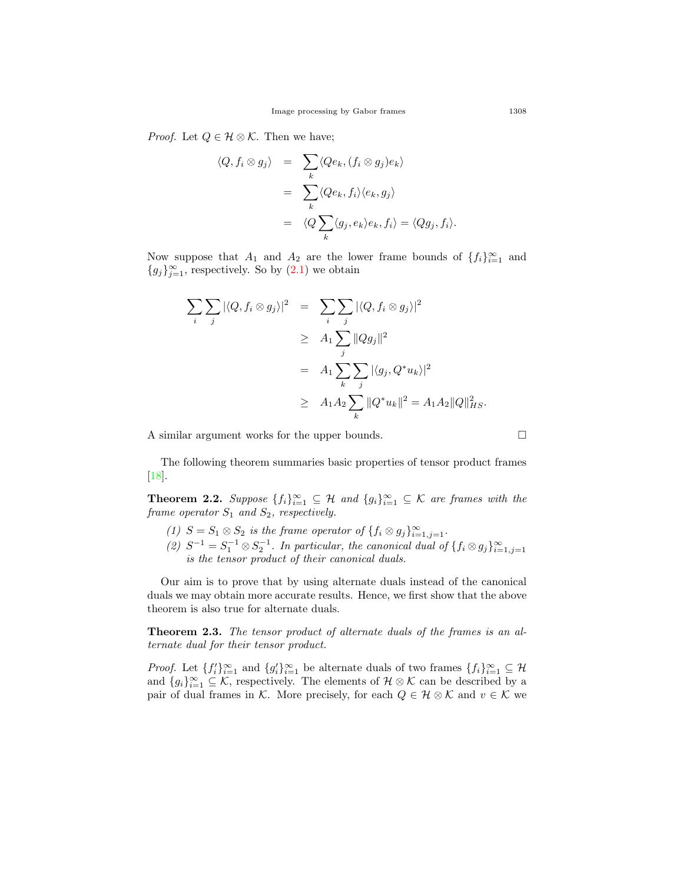*Proof.* Let $Q \in \mathcal{H} \otimes \mathcal{K}$. Then we have;

$$
\begin{aligned}
\langle Q, f_i \otimes g_j \rangle &= \sum_k \langle Qe_k, (f_i \otimes g_j)e_k \rangle \\
&= \sum_k \langle Qe_k, f_i \rangle \langle e_k, g_j \rangle \\
&= \langle Q \sum_k \langle g_j, e_k \rangle e_k, f_i \rangle = \langle Qg_j, f_i \rangle.
\end{aligned}
$$

Now suppose that $A_1$ and $A_2$ are the lower frame bounds of $\{f_i\}_{i=1}^{\infty}$ and $\{g_j\}_{j=1}^{\infty}$, respectively. So by (2.1) we obtain

$$
\begin{aligned}
\sum_i \sum_j |\langle Q, f_i \otimes g_j \rangle|^2 &= \sum_i \sum_j |\langle Q, f_i \otimes g_j \rangle|^2 \\
&\geq A_1 \sum_j \|Qg_j\|^2 \\
&= A_1 \sum_k \sum_j |\langle g_j, Q^* u_k \rangle|^2 \\
&\geq A_1 A_2 \sum_k \|Q^* u_k\|^2 = A_1 A_2 \|Q\|_{HS}^2.
\end{aligned}
$$

A similar argument works for the upper bounds. □

The following theorem summaries basic properties of tensor product frames [18].

**Theorem 2.2.** *Suppose $\{f_i\}_{i=1}^{\infty} \subseteq \mathcal{H}$ and $\{g_i\}_{i=1}^{\infty} \subseteq \mathcal{K}$ are frames with the frame operator $S_1$ and $S_2$, respectively.*

*(1) $S = S_1 \otimes S_2$ is the frame operator of $\{f_i \otimes g_j\}_{i=1,j=1}^{\infty}$.*

*(2) $S^{-1} = S_1^{-1} \otimes S_2^{-1}$. In particular, the canonical dual of $\{f_i \otimes g_j\}_{i=1,j=1}^{\infty}$ is the tensor product of their canonical duals.*

Our aim is to prove that by using alternate duals instead of the canonical duals we may obtain more accurate results. Hence, we first show that the above theorem is also true for alternate duals.

**Theorem 2.3.** *The tensor product of alternate duals of the frames is an alternate dual for their tensor product.*

*Proof.* Let $\{f_i'\}_{i=1}^{\infty}$ and $\{g_i'\}_{i=1}^{\infty}$ be alternate duals of two frames $\{f_i\}_{i=1}^{\infty} \subseteq \mathcal{H}$ and $\{g_i\}_{i=1}^{\infty} \subseteq \mathcal{K}$, respectively. The elements of $\mathcal{H} \otimes \mathcal{K}$ can be described by a pair of dual frames in $\mathcal{K}$. More precisely, for each $Q \in \mathcal{H} \otimes \mathcal{K}$ and $v \in \mathcal{K}$ we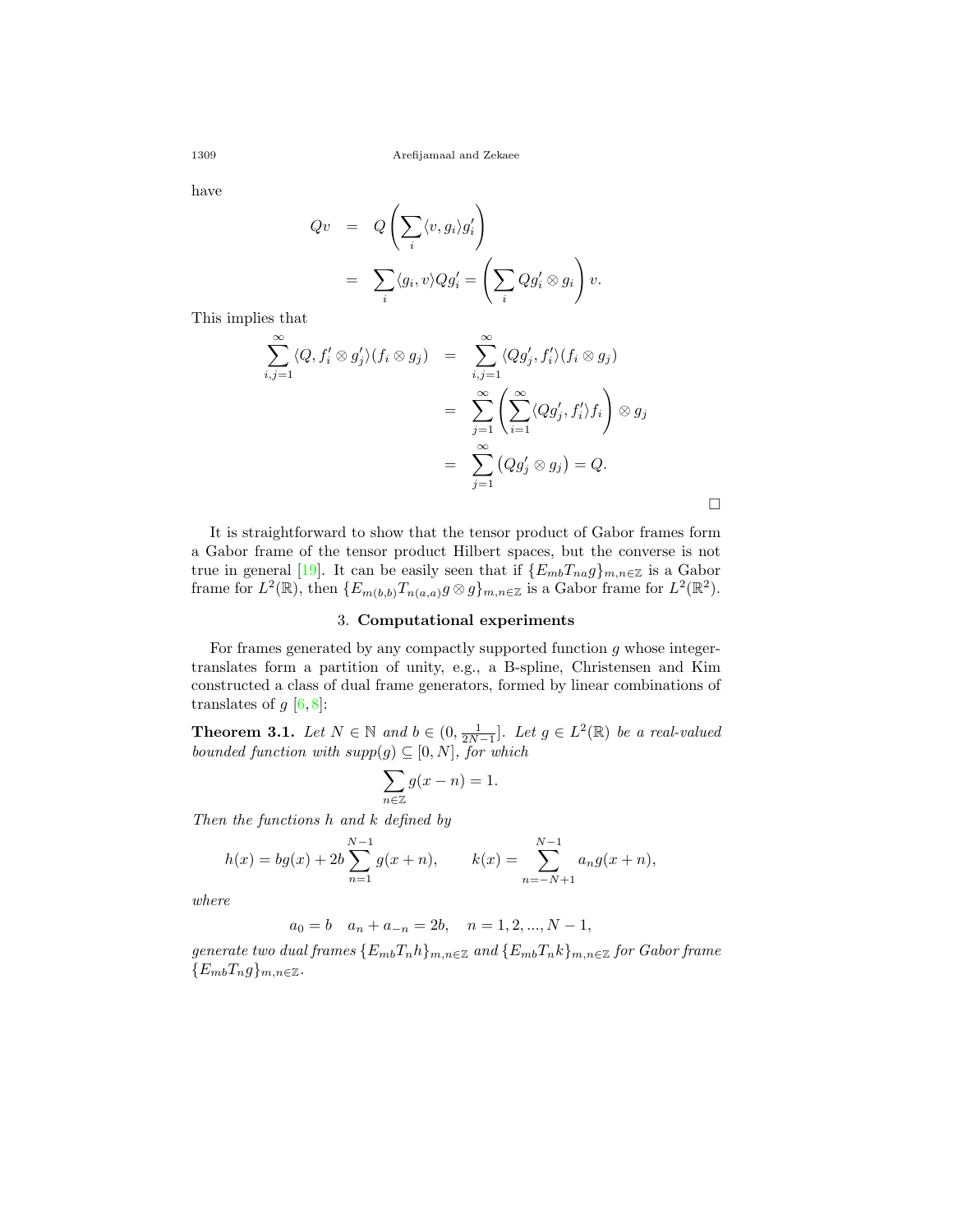have

$$
\begin{aligned}
Qv &= Q\left(\sum_i \langle v, g_i\rangle g_i'\right) \\
&= \sum_i \langle g_i, v\rangle Q g_i' = \left(\sum_i Q g_i' \otimes g_i\right) v.
\end{aligned}
$$

This implies that

$$
\begin{aligned}
\sum_{i,j=1}^{\infty} \langle Q, f_i' \otimes g_j'\rangle (f_i \otimes g_j) &= \sum_{i,j=1}^{\infty} \langle Q g_j', f_i'\rangle (f_i \otimes g_j) \\
&= \sum_{j=1}^{\infty} \left(\sum_{i=1}^{\infty} \langle Q g_j', f_i'\rangle f_i\right) \otimes g_j \\
&= \sum_{j=1}^{\infty} \left(Q g_j' \otimes g_j\right) = Q.
\end{aligned}
$$

□

It is straightforward to show that the tensor product of Gabor frames form a Gabor frame of the tensor product Hilbert spaces, but the converse is not true in general [19]. It can be easily seen that if $\{E_{mb}T_{na}g\}_{m,n\in\mathbb{Z}}$ is a Gabor frame for $L^2(\mathbb{R})$, then $\{E_{m(b,b)}T_{n(a,a)}g \otimes g\}_{m,n\in\mathbb{Z}}$ is a Gabor frame for $L^2(\mathbb{R}^2)$.

## 3. Computational experiments

For frames generated by any compactly supported function $g$ whose integer-translates form a partition of unity, e.g., a B-spline, Christensen and Kim constructed a class of dual frame generators, formed by linear combinations of translates of $g$ [6,8]:

**Theorem 3.1.** *Let $N \in \mathbb{N}$ and $b \in (0, \frac{1}{2N-1}]$. Let $g \in L^2(\mathbb{R})$ be a real-valued bounded function with $supp(g) \subseteq [0, N]$, for which*

$$
\sum_{n\in\mathbb{Z}} g(x-n) = 1.
$$

*Then the functions $h$ and $k$ defined by*

$$
h(x) = bg(x) + 2b\sum_{n=1}^{N-1} g(x+n), \qquad k(x) = \sum_{n=-N+1}^{N-1} a_n g(x+n),
$$

*where*

$$
a_0 = b \quad a_n + a_{-n} = 2b, \quad n = 1, 2, ..., N-1,
$$

*generate two dual frames $\{E_{mb}T_n h\}_{m,n\in\mathbb{Z}}$ and $\{E_{mb}T_n k\}_{m,n\in\mathbb{Z}}$ for Gabor frame $\{E_{mb}T_n g\}_{m,n\in\mathbb{Z}}$.*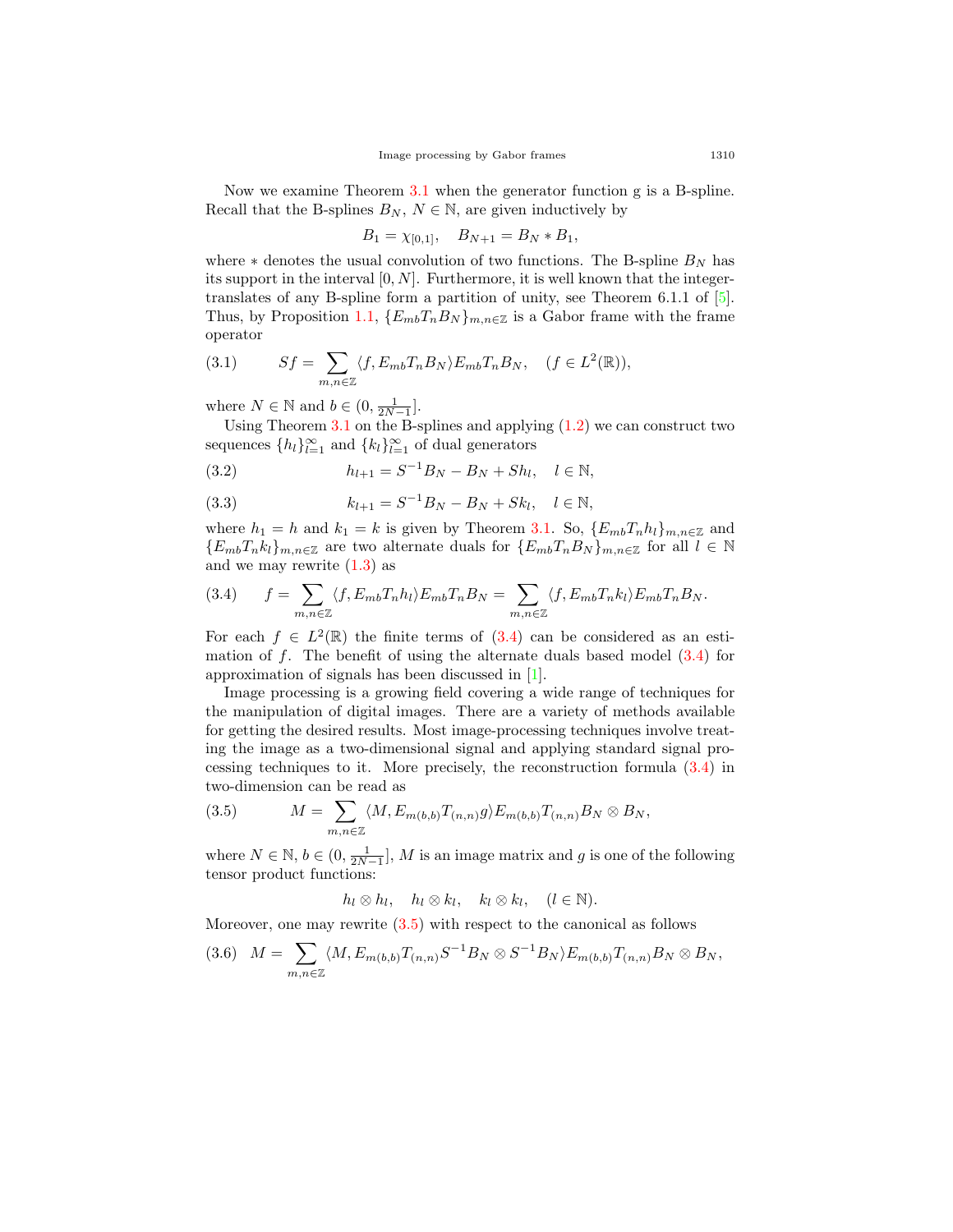Now we examine Theorem 3.1 when the generator function g is a B-spline. Recall that the B-splines $B_N$, $N \in \mathbb{N}$, are given inductively by

$$B_1 = \chi_{[0,1]}, \quad B_{N+1} = B_N * B_1,$$

where $*$ denotes the usual convolution of two functions. The B-spline $B_N$ has its support in the interval $[0, N]$. Furthermore, it is well known that the integer-translates of any B-spline form a partition of unity, see Theorem 6.1.1 of [5]. Thus, by Proposition 1.1, $\{E_{mb}T_nB_N\}_{m,n\in\mathbb{Z}}$ is a Gabor frame with the frame operator

$$Sf = \sum_{m,n\in\mathbb{Z}} \langle f, E_{mb}T_nB_N\rangle E_{mb}T_nB_N, \quad (f \in L^2(\mathbb{R})), \tag{3.1}$$

where $N \in \mathbb{N}$ and $b \in (0, \frac{1}{2N-1}]$.

Using Theorem 3.1 on the B-splines and applying (1.2) we can construct two sequences $\{h_l\}_{l=1}^{\infty}$ and $\{k_l\}_{l=1}^{\infty}$ of dual generators

$$h_{l+1} = S^{-1}B_N - B_N + Sh_l, \quad l \in \mathbb{N}, \tag{3.2}$$

$$k_{l+1} = S^{-1}B_N - B_N + Sk_l, \quad l \in \mathbb{N}, \tag{3.3}$$

where $h_1 = h$ and $k_1 = k$ is given by Theorem 3.1. So, $\{E_{mb}T_nh_l\}_{m,n\in\mathbb{Z}}$ and $\{E_{mb}T_nk_l\}_{m,n\in\mathbb{Z}}$ are two alternate duals for $\{E_{mb}T_nB_N\}_{m,n\in\mathbb{Z}}$ for all $l \in \mathbb{N}$ and we may rewrite (1.3) as

$$f = \sum_{m,n\in\mathbb{Z}} \langle f, E_{mb}T_nh_l\rangle E_{mb}T_nB_N = \sum_{m,n\in\mathbb{Z}} \langle f, E_{mb}T_nk_l\rangle E_{mb}T_nB_N. \tag{3.4}$$

For each $f \in L^2(\mathbb{R})$ the finite terms of (3.4) can be considered as an estimation of $f$. The benefit of using the alternate duals based model (3.4) for approximation of signals has been discussed in [1].

Image processing is a growing field covering a wide range of techniques for the manipulation of digital images. There are a variety of methods available for getting the desired results. Most image-processing techniques involve treating the image as a two-dimensional signal and applying standard signal processing techniques to it. More precisely, the reconstruction formula (3.4) in two-dimension can be read as

$$M = \sum_{m,n\in\mathbb{Z}} \langle M, E_{m(b,b)}T_{(n,n)}g\rangle E_{m(b,b)}T_{(n,n)}B_N \otimes B_N, \tag{3.5}$$

where $N \in \mathbb{N}$, $b \in (0, \frac{1}{2N-1}]$, $M$ is an image matrix and $g$ is one of the following tensor product functions:

$$h_l \otimes h_l, \quad h_l \otimes k_l, \quad k_l \otimes k_l, \quad (l \in \mathbb{N}).$$

Moreover, one may rewrite (3.5) with respect to the canonical as follows

$$M = \sum_{m,n\in\mathbb{Z}} \langle M, E_{m(b,b)}T_{(n,n)}S^{-1}B_N \otimes S^{-1}B_N\rangle E_{m(b,b)}T_{(n,n)}B_N \otimes B_N, \tag{3.6}$$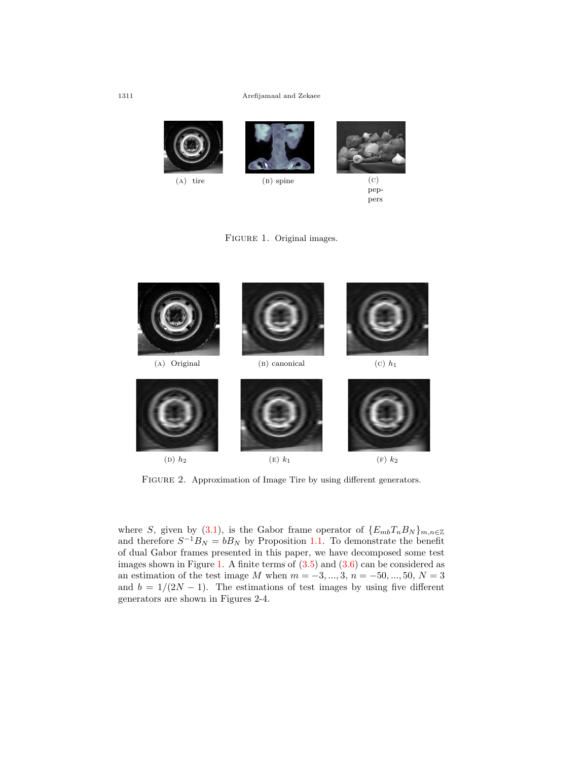(A) tire

(B) spine

(C) peppers

FIGURE 1. Original images.

(A) Original

(B) canonical

(C) $h_1$

(D) $h_2$

(E) $k_1$

(F) $k_2$

FIGURE 2. Approximation of Image Tire by using different generators.

where $S$, given by (3.1), is the Gabor frame operator of $\{E_{mb}T_nB_N\}_{m,n\in\mathbb{Z}}$ and therefore $S^{-1}B_N = bB_N$ by Proposition 1.1. To demonstrate the benefit of dual Gabor frames presented in this paper, we have decomposed some test images shown in Figure 1. A finite terms of (3.5) and (3.6) can be considered as an estimation of the test image $M$ when $m = -3, ..., 3$, $n = -50, ..., 50$, $N = 3$ and $b = 1/(2N-1)$. The estimations of test images by using five different generators are shown in Figures 2-4.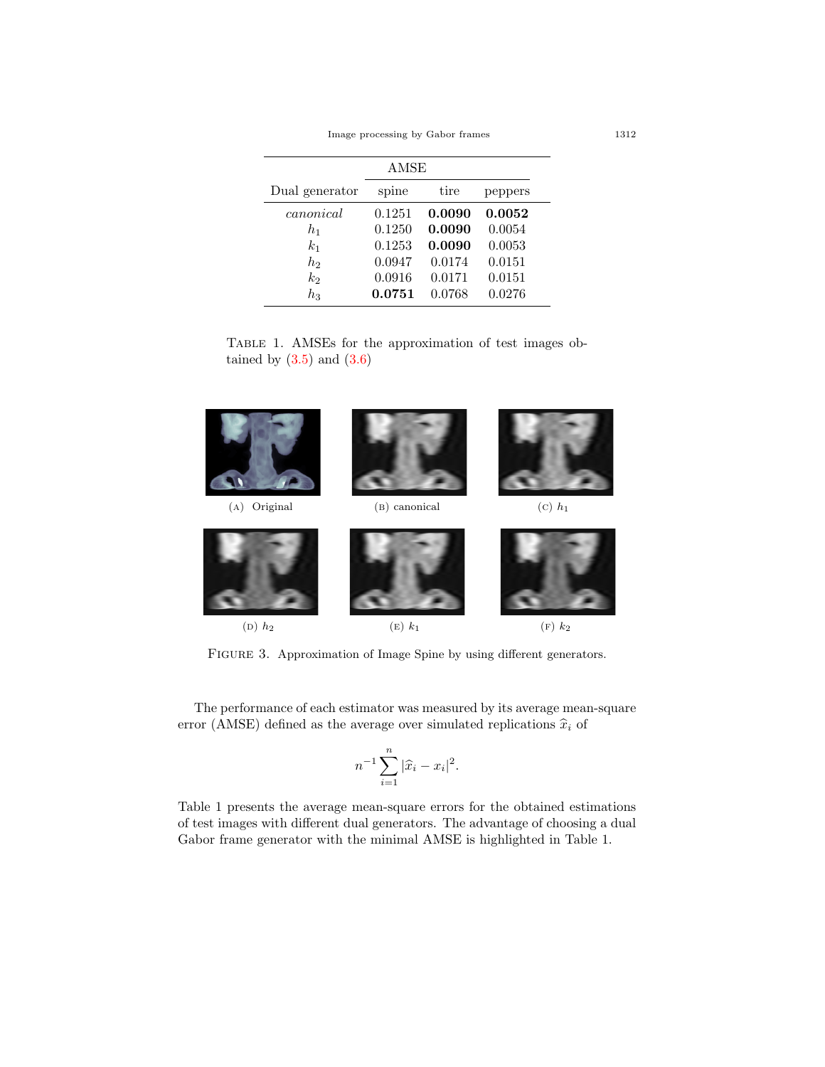| Dual generator | AMSE | | |
|---|---|---|---|
| | spine | tire | peppers |
| *canonical* | 0.1251 | **0.0090** | **0.0052** |
| $h_1$ | 0.1250 | **0.0090** | 0.0054 |
| $k_1$ | 0.1253 | **0.0090** | 0.0053 |
| $h_2$ | 0.0947 | 0.0174 | 0.0151 |
| $k_2$ | 0.0916 | 0.0171 | 0.0151 |
| $h_3$ | **0.0751** | 0.0768 | 0.0276 |

Table 1. AMSEs for the approximation of test images obtained by (3.5) and (3.6)

(A) Original (B) canonical (C) $h_1$

(D) $h_2$ (E) $k_1$ (F) $k_2$

Figure 3. Approximation of Image Spine by using different generators.

The performance of each estimator was measured by its average mean-square error (AMSE) defined as the average over simulated replications $\widehat{x}_i$ of

$$n^{-1}\sum_{i=1}^{n}|\widehat{x}_i - x_i|^2.$$

Table 1 presents the average mean-square errors for the obtained estimations of test images with different dual generators. The advantage of choosing a dual Gabor frame generator with the minimal AMSE is highlighted in Table 1.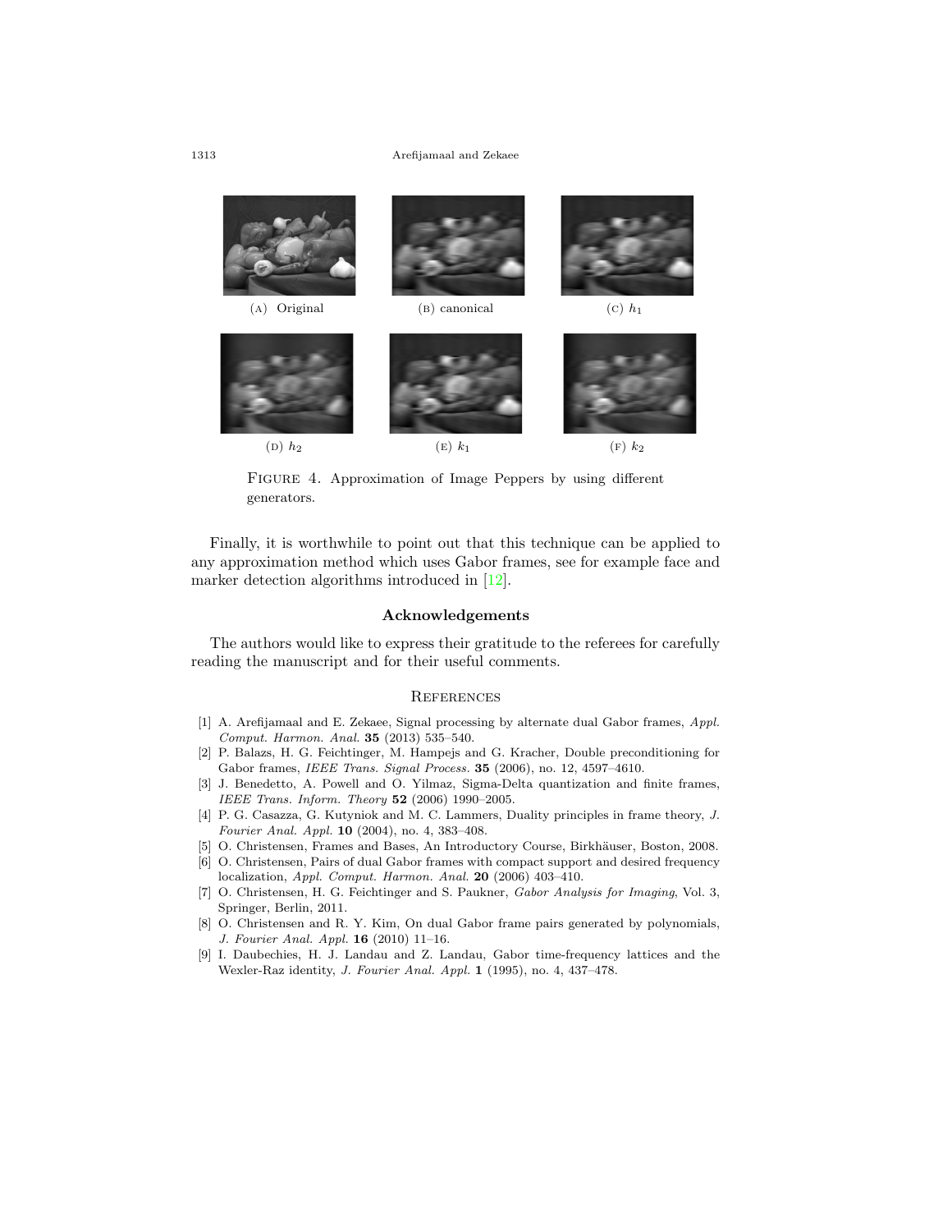(A) Original

(B) canonical

(C) $h_1$

(D) $h_2$

(E) $k_1$

(F) $k_2$

FIGURE 4. Approximation of Image Peppers by using different generators.

Finally, it is worthwhile to point out that this technique can be applied to any approximation method which uses Gabor frames, see for example face and marker detection algorithms introduced in [12].

## Acknowledgements

The authors would like to express their gratitude to the referees for carefully reading the manuscript and for their useful comments.

## References

[1] A. Arefijamaal and E. Zekaee, Signal processing by alternate dual Gabor frames, *Appl. Comput. Harmon. Anal.* **35** (2013) 535–540.

[2] P. Balazs, H. G. Feichtinger, M. Hampejs and G. Kracher, Double preconditioning for Gabor frames, *IEEE Trans. Signal Process.* **35** (2006), no. 12, 4597–4610.

[3] J. Benedetto, A. Powell and O. Yilmaz, Sigma-Delta quantization and finite frames, *IEEE Trans. Inform. Theory* **52** (2006) 1990–2005.

[4] P. G. Casazza, G. Kutyniok and M. C. Lammers, Duality principles in frame theory, *J. Fourier Anal. Appl.* **10** (2004), no. 4, 383–408.

[5] O. Christensen, Frames and Bases, An Introductory Course, Birkhäuser, Boston, 2008.

[6] O. Christensen, Pairs of dual Gabor frames with compact support and desired frequency localization, *Appl. Comput. Harmon. Anal.* **20** (2006) 403–410.

[7] O. Christensen, H. G. Feichtinger and S. Paukner, *Gabor Analysis for Imaging*, Vol. 3, Springer, Berlin, 2011.

[8] O. Christensen and R. Y. Kim, On dual Gabor frame pairs generated by polynomials, *J. Fourier Anal. Appl.* **16** (2010) 11–16.

[9] I. Daubechies, H. J. Landau and Z. Landau, Gabor time-frequency lattices and the Wexler-Raz identity, *J. Fourier Anal. Appl.* **1** (1995), no. 4, 437–478.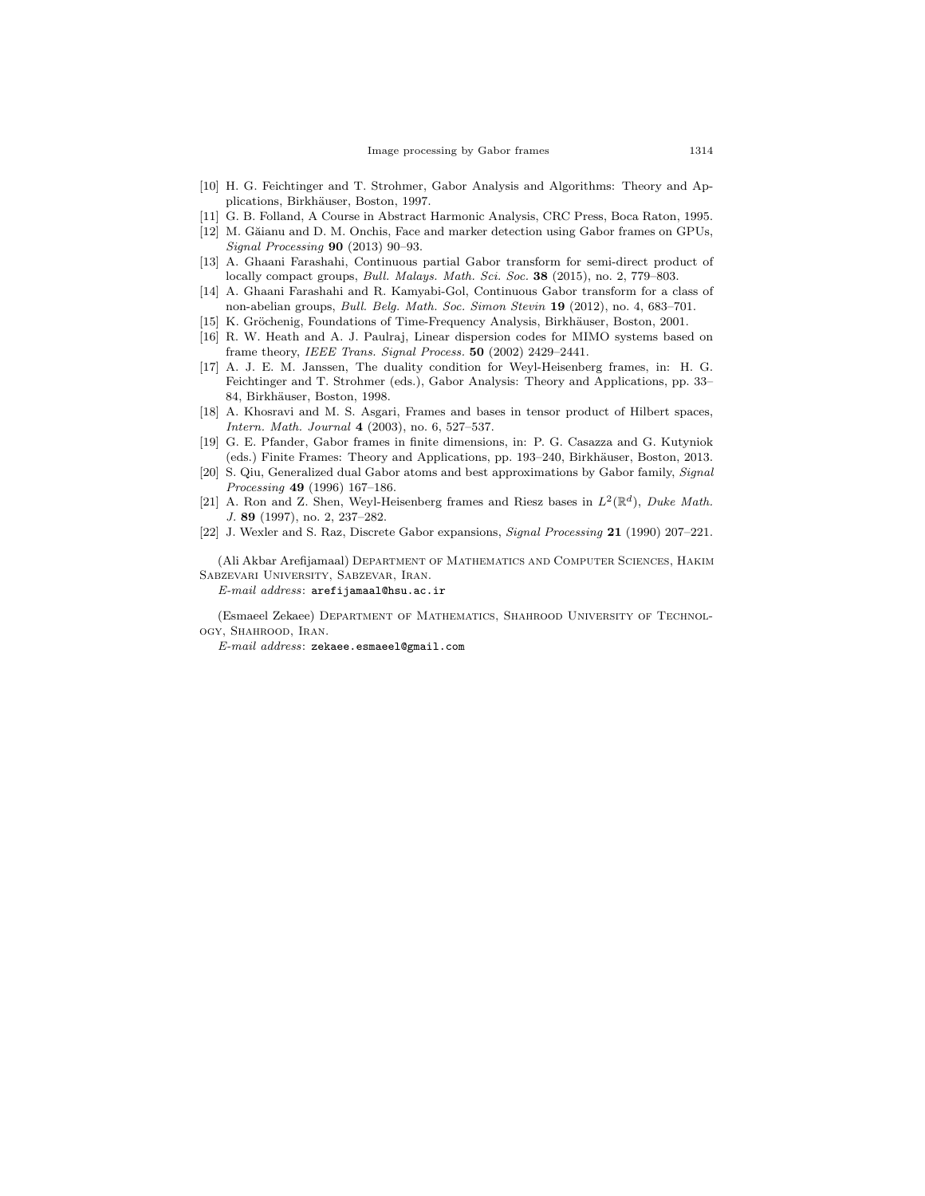[10] H. G. Feichtinger and T. Strohmer, Gabor Analysis and Algorithms: Theory and Applications, Birkhäuser, Boston, 1997.

[11] G. B. Folland, A Course in Abstract Harmonic Analysis, CRC Press, Boca Raton, 1995.

[12] M. Găianu and D. M. Onchis, Face and marker detection using Gabor frames on GPUs, *Signal Processing* **90** (2013) 90–93.

[13] A. Ghaani Farashahi, Continuous partial Gabor transform for semi-direct product of locally compact groups, *Bull. Malays. Math. Sci. Soc.* **38** (2015), no. 2, 779–803.

[14] A. Ghaani Farashahi and R. Kamyabi-Gol, Continuous Gabor transform for a class of non-abelian groups, *Bull. Belg. Math. Soc. Simon Stevin* **19** (2012), no. 4, 683–701.

[15] K. Gröchenig, Foundations of Time-Frequency Analysis, Birkhäuser, Boston, 2001.

[16] R. W. Heath and A. J. Paulraj, Linear dispersion codes for MIMO systems based on frame theory, *IEEE Trans. Signal Process.* **50** (2002) 2429–2441.

[17] A. J. E. M. Janssen, The duality condition for Weyl-Heisenberg frames, in: H. G. Feichtinger and T. Strohmer (eds.), Gabor Analysis: Theory and Applications, pp. 33–84, Birkhäuser, Boston, 1998.

[18] A. Khosravi and M. S. Asgari, Frames and bases in tensor product of Hilbert spaces, *Intern. Math. Journal* **4** (2003), no. 6, 527–537.

[19] G. E. Pfander, Gabor frames in finite dimensions, in: P. G. Casazza and G. Kutyniok (eds.) Finite Frames: Theory and Applications, pp. 193–240, Birkhäuser, Boston, 2013.

[20] S. Qiu, Generalized dual Gabor atoms and best approximations by Gabor family, *Signal Processing* **49** (1996) 167–186.

[21] A. Ron and Z. Shen, Weyl-Heisenberg frames and Riesz bases in $L^2(\mathbb{R}^d)$, *Duke Math. J.* **89** (1997), no. 2, 237–282.

[22] J. Wexler and S. Raz, Discrete Gabor expansions, *Signal Processing* **21** (1990) 207–221.

(Ali Akbar Arefijamaal) Department of Mathematics and Computer Sciences, Hakim Sabzevari University, Sabzevar, Iran.

*E-mail address*: arefijamaal@hsu.ac.ir

(Esmaeel Zekaee) Department of Mathematics, Shahrood University of Technology, Shahrood, Iran.

*E-mail address*: zekaee.esmaeel@gmail.com